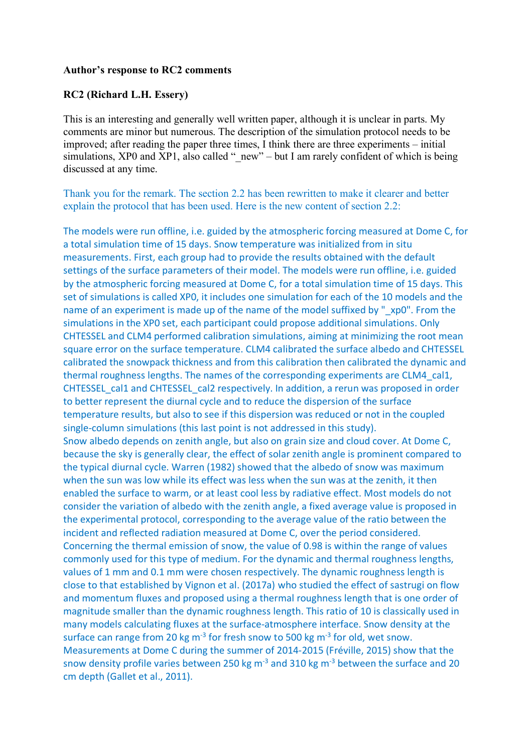**Author's response to RC2 comments**

**RC2 (Richard L.H. Essery)**

This is an interesting and generally well written paper, although it is unclear in parts. My comments are minor but numerous. The description of the simulation protocol needs to be improved; after reading the paper three times, I think there are three experiments – initial simulations, XP0 and XP1, also called "_new" – but I am rarely confident of which is being discussed at any time.

Thank you for the remark. The section 2.2 has been rewritten to make it clearer and better explain the protocol that has been used. Here is the new content of section 2.2:

The models were run offline, i.e. guided by the atmospheric forcing measured at Dome C, for a total simulation time of 15 days. Snow temperature was initialized from in situ measurements. First, each group had to provide the results obtained with the default settings of the surface parameters of their model. The models were run offline, i.e. guided by the atmospheric forcing measured at Dome C, for a total simulation time of 15 days. This set of simulations is called XP0, it includes one simulation for each of the 10 models and the name of an experiment is made up of the name of the model suffixed by "_xp0". From the simulations in the XP0 set, each participant could propose additional simulations. Only CHTESSEL and CLM4 performed calibration simulations, aiming at minimizing the root mean square error on the surface temperature. CLM4 calibrated the surface albedo and CHTESSEL calibrated the snowpack thickness and from this calibration then calibrated the dynamic and thermal roughness lengths. The names of the corresponding experiments are CLM4_cal1, CHTESSEL_cal1 and CHTESSEL_cal2 respectively. In addition, a rerun was proposed in order to better represent the diurnal cycle and to reduce the dispersion of the surface temperature results, but also to see if this dispersion was reduced or not in the coupled single-column simulations (this last point is not addressed in this study).
Snow albedo depends on zenith angle, but also on grain size and cloud cover. At Dome C, because the sky is generally clear, the effect of solar zenith angle is prominent compared to the typical diurnal cycle. Warren (1982) showed that the albedo of snow was maximum when the sun was low while its effect was less when the sun was at the zenith, it then enabled the surface to warm, or at least cool less by radiative effect. Most models do not consider the variation of albedo with the zenith angle, a fixed average value is proposed in the experimental protocol, corresponding to the average value of the ratio between the incident and reflected radiation measured at Dome C, over the period considered. Concerning the thermal emission of snow, the value of 0.98 is within the range of values commonly used for this type of medium. For the dynamic and thermal roughness lengths, values of 1 mm and 0.1 mm were chosen respectively. The dynamic roughness length is close to that established by Vignon et al. (2017a) who studied the effect of sastrugi on flow and momentum fluxes and proposed using a thermal roughness length that is one order of magnitude smaller than the dynamic roughness length. This ratio of 10 is classically used in many models calculating fluxes at the surface-atmosphere interface. Snow density at the surface can range from 20 kg m$^{-3}$ for fresh snow to 500 kg m$^{-3}$ for old, wet snow. Measurements at Dome C during the summer of 2014-2015 (Fréville, 2015) show that the snow density profile varies between 250 kg m$^{-3}$ and 310 kg m$^{-3}$ between the surface and 20 cm depth (Gallet et al., 2011).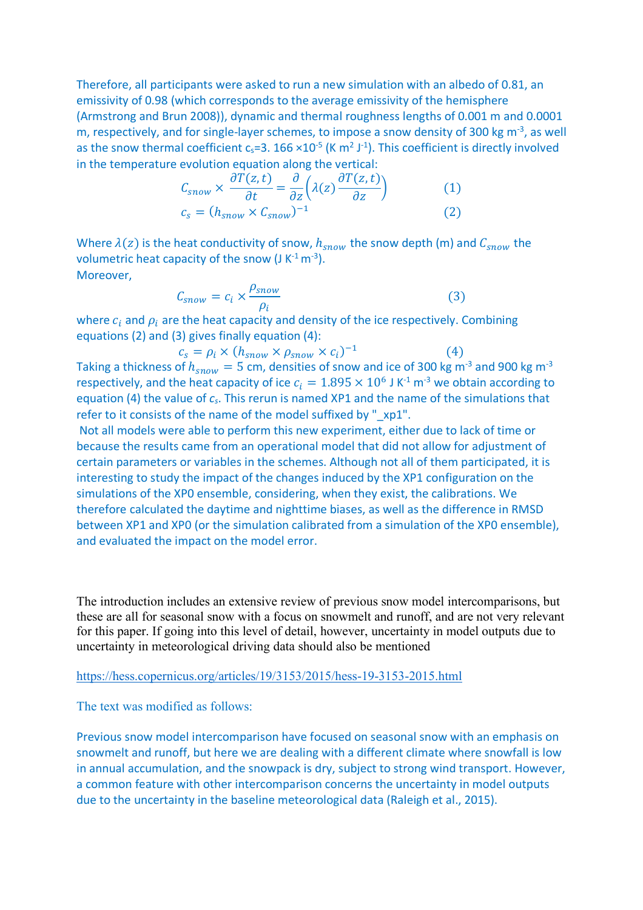Therefore, all participants were asked to run a new simulation with an albedo of 0.81, an emissivity of 0.98 (which corresponds to the average emissivity of the hemisphere (Armstrong and Brun 2008)), dynamic and thermal roughness lengths of 0.001 m and 0.0001 m, respectively, and for single-layer schemes, to impose a snow density of 300 kg m$^{-3}$, as well as the snow thermal coefficient $c_s$=3. 166 ×10$^{-5}$ (K m$^2$ J$^{-1}$). This coefficient is directly involved in the temperature evolution equation along the vertical:

$$C_{snow} \times \frac{\partial T(z,t)}{\partial t} = \frac{\partial}{\partial z}\left(\lambda(z)\frac{\partial T(z,t)}{\partial z}\right) \qquad (1)$$

$$c_s = (h_{snow} \times C_{snow})^{-1} \qquad (2)$$

Where $\lambda(z)$ is the heat conductivity of snow, $h_{snow}$ the snow depth (m) and $C_{snow}$ the volumetric heat capacity of the snow (J K$^{-1}$ m$^{-3}$).
Moreover,

$$C_{snow} = c_i \times \frac{\rho_{snow}}{\rho_i} \qquad (3)$$

where $c_i$ and $\rho_i$ are the heat capacity and density of the ice respectively. Combining equations (2) and (3) gives finally equation (4):

$$c_s = \rho_i \times (h_{snow} \times \rho_{snow} \times c_i)^{-1} \qquad (4)$$

Taking a thickness of $h_{snow} = 5$ cm, densities of snow and ice of 300 kg m$^{-3}$ and 900 kg m$^{-3}$ respectively, and the heat capacity of ice $c_i = 1.895 \times 10^6$ J K$^{-1}$ m$^{-3}$ we obtain according to equation (4) the value of $c_s$. This rerun is named XP1 and the name of the simulations that refer to it consists of the name of the model suffixed by "_xp1".

Not all models were able to perform this new experiment, either due to lack of time or because the results came from an operational model that did not allow for adjustment of certain parameters or variables in the schemes. Although not all of them participated, it is interesting to study the impact of the changes induced by the XP1 configuration on the simulations of the XP0 ensemble, considering, when they exist, the calibrations. We therefore calculated the daytime and nighttime biases, as well as the difference in RMSD between XP1 and XP0 (or the simulation calibrated from a simulation of the XP0 ensemble), and evaluated the impact on the model error.

The introduction includes an extensive review of previous snow model intercomparisons, but these are all for seasonal snow with a focus on snowmelt and runoff, and are not very relevant for this paper. If going into this level of detail, however, uncertainty in model outputs due to uncertainty in meteorological driving data should also be mentioned

https://hess.copernicus.org/articles/19/3153/2015/hess-19-3153-2015.html

The text was modified as follows:

Previous snow model intercomparison have focused on seasonal snow with an emphasis on snowmelt and runoff, but here we are dealing with a different climate where snowfall is low in annual accumulation, and the snowpack is dry, subject to strong wind transport. However, a common feature with other intercomparison concerns the uncertainty in model outputs due to the uncertainty in the baseline meteorological data (Raleigh et al., 2015).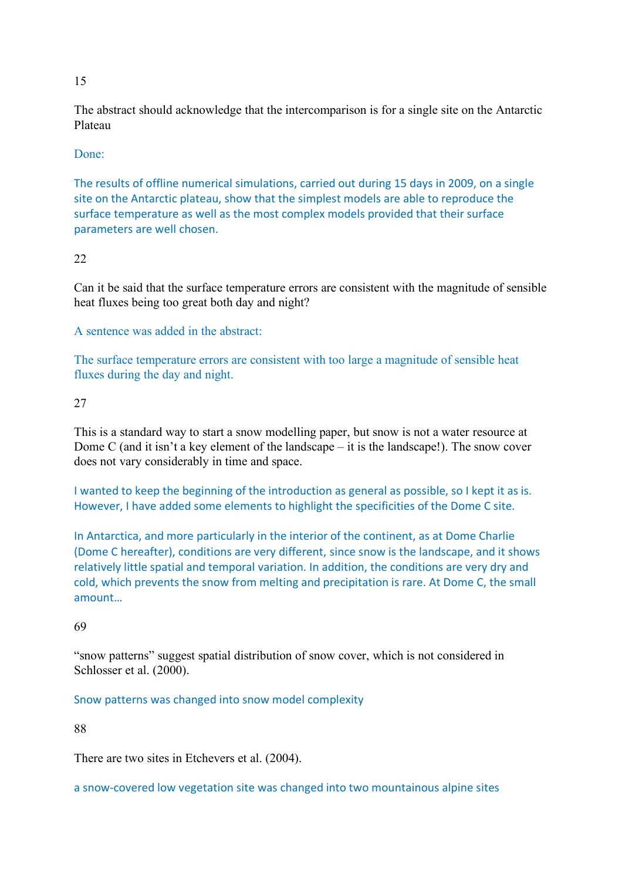15

The abstract should acknowledge that the intercomparison is for a single site on the Antarctic Plateau

Done:

The results of offline numerical simulations, carried out during 15 days in 2009, on a single site on the Antarctic plateau, show that the simplest models are able to reproduce the surface temperature as well as the most complex models provided that their surface parameters are well chosen.

22

Can it be said that the surface temperature errors are consistent with the magnitude of sensible heat fluxes being too great both day and night?

A sentence was added in the abstract:

The surface temperature errors are consistent with too large a magnitude of sensible heat fluxes during the day and night.

27

This is a standard way to start a snow modelling paper, but snow is not a water resource at Dome C (and it isn't a key element of the landscape – it is the landscape!). The snow cover does not vary considerably in time and space.

I wanted to keep the beginning of the introduction as general as possible, so I kept it as is. However, I have added some elements to highlight the specificities of the Dome C site.

In Antarctica, and more particularly in the interior of the continent, as at Dome Charlie (Dome C hereafter), conditions are very different, since snow is the landscape, and it shows relatively little spatial and temporal variation. In addition, the conditions are very dry and cold, which prevents the snow from melting and precipitation is rare. At Dome C, the small amount…

69

"snow patterns" suggest spatial distribution of snow cover, which is not considered in Schlosser et al. (2000).

Snow patterns was changed into snow model complexity

88

There are two sites in Etchevers et al. (2004).

a snow-covered low vegetation site was changed into two mountainous alpine sites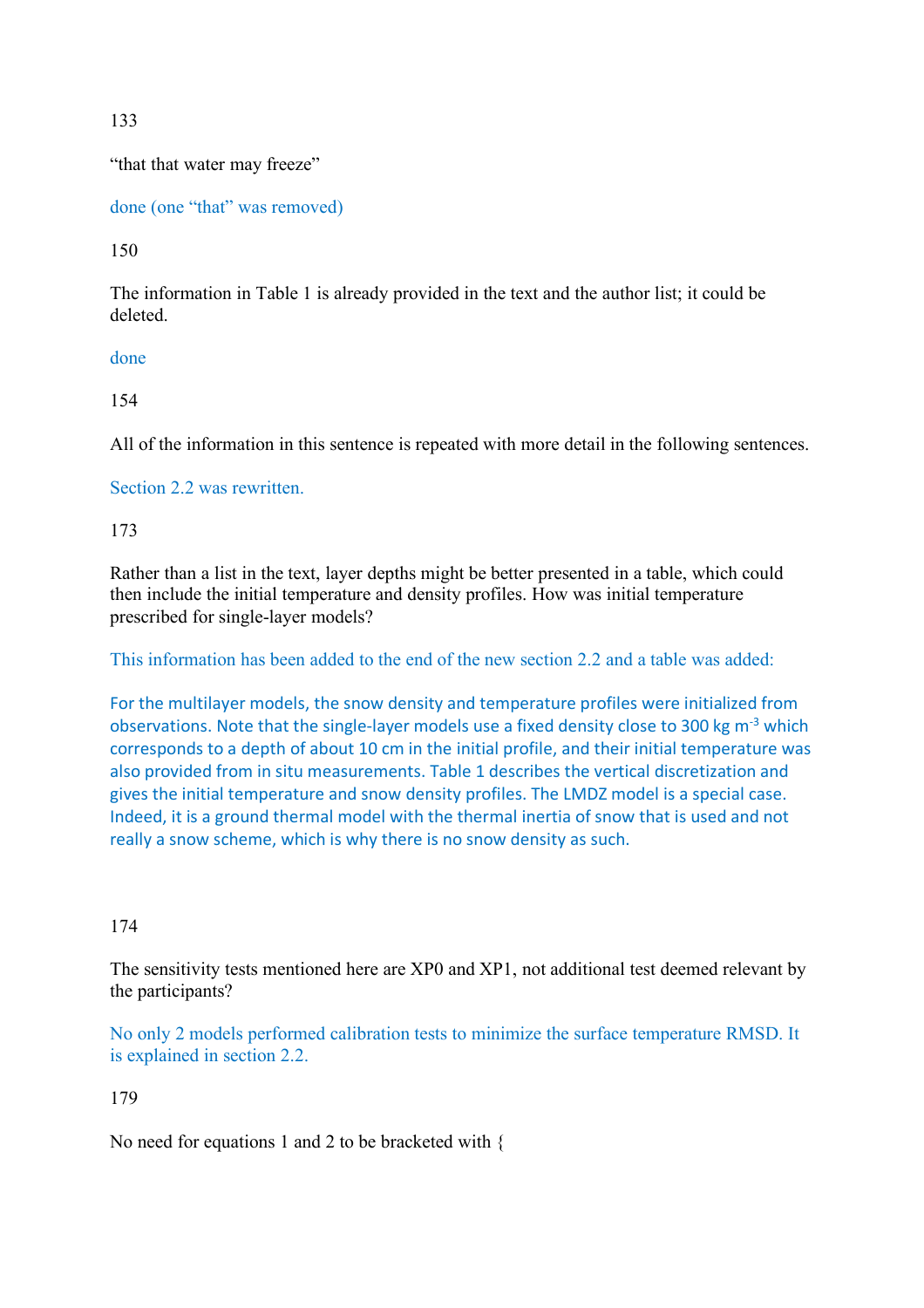133

“that that water may freeze”

done (one “that” was removed)

150

The information in Table 1 is already provided in the text and the author list; it could be deleted.

done

154

All of the information in this sentence is repeated with more detail in the following sentences.

Section 2.2 was rewritten.

173

Rather than a list in the text, layer depths might be better presented in a table, which could then include the initial temperature and density profiles. How was initial temperature prescribed for single-layer models?

This information has been added to the end of the new section 2.2 and a table was added:

For the multilayer models, the snow density and temperature profiles were initialized from observations. Note that the single-layer models use a fixed density close to 300 kg m$^{-3}$ which corresponds to a depth of about 10 cm in the initial profile, and their initial temperature was also provided from in situ measurements. Table 1 describes the vertical discretization and gives the initial temperature and snow density profiles. The LMDZ model is a special case. Indeed, it is a ground thermal model with the thermal inertia of snow that is used and not really a snow scheme, which is why there is no snow density as such.

174

The sensitivity tests mentioned here are XP0 and XP1, not additional test deemed relevant by the participants?

No only 2 models performed calibration tests to minimize the surface temperature RMSD. It is explained in section 2.2.

179

No need for equations 1 and 2 to be bracketed with {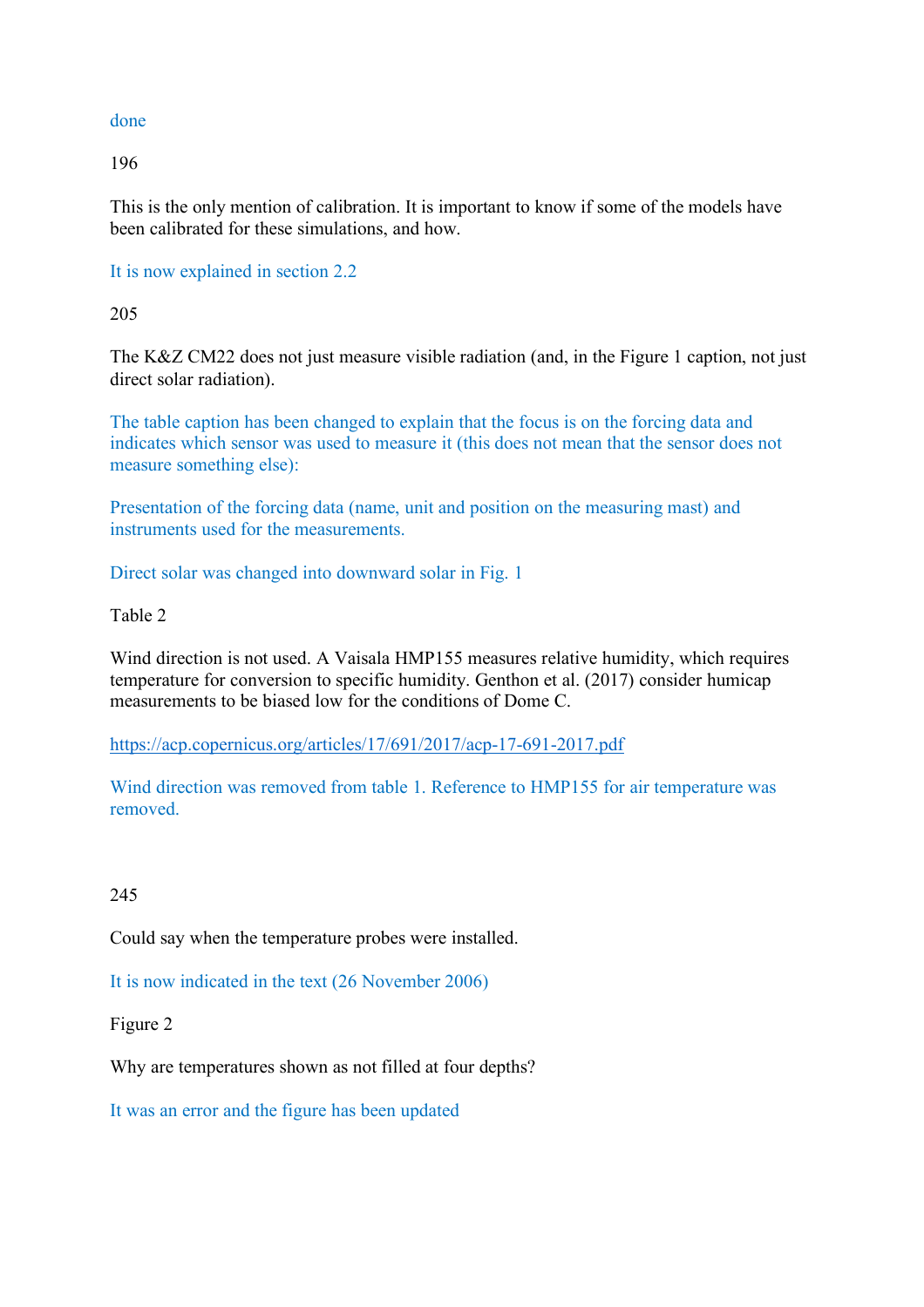done

196

This is the only mention of calibration. It is important to know if some of the models have been calibrated for these simulations, and how.

It is now explained in section 2.2

205

The K&Z CM22 does not just measure visible radiation (and, in the Figure 1 caption, not just direct solar radiation).

The table caption has been changed to explain that the focus is on the forcing data and indicates which sensor was used to measure it (this does not mean that the sensor does not measure something else):

Presentation of the forcing data (name, unit and position on the measuring mast) and instruments used for the measurements.

Direct solar was changed into downward solar in Fig. 1

Table 2

Wind direction is not used. A Vaisala HMP155 measures relative humidity, which requires temperature for conversion to specific humidity. Genthon et al. (2017) consider humicap measurements to be biased low for the conditions of Dome C.

https://acp.copernicus.org/articles/17/691/2017/acp-17-691-2017.pdf

Wind direction was removed from table 1. Reference to HMP155 for air temperature was removed.

245

Could say when the temperature probes were installed.

It is now indicated in the text (26 November 2006)

Figure 2

Why are temperatures shown as not filled at four depths?

It was an error and the figure has been updated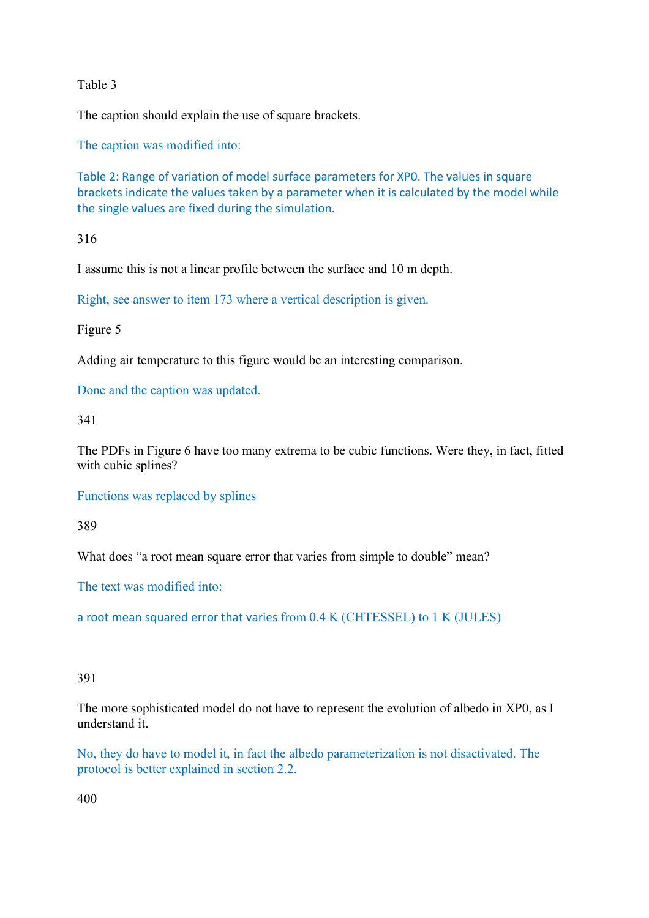Table 3

The caption should explain the use of square brackets.

The caption was modified into:

Table 2: Range of variation of model surface parameters for XP0. The values in square brackets indicate the values taken by a parameter when it is calculated by the model while the single values are fixed during the simulation.

316

I assume this is not a linear profile between the surface and 10 m depth.

Right, see answer to item 173 where a vertical description is given.

Figure 5

Adding air temperature to this figure would be an interesting comparison.

Done and the caption was updated.

341

The PDFs in Figure 6 have too many extrema to be cubic functions. Were they, in fact, fitted with cubic splines?

Functions was replaced by splines

389

What does "a root mean square error that varies from simple to double" mean?

The text was modified into:

a root mean squared error that varies from 0.4 K (CHTESSEL) to 1 K (JULES)

391

The more sophisticated model do not have to represent the evolution of albedo in XP0, as I understand it.

No, they do have to model it, in fact the albedo parameterization is not disactivated. The protocol is better explained in section 2.2.

400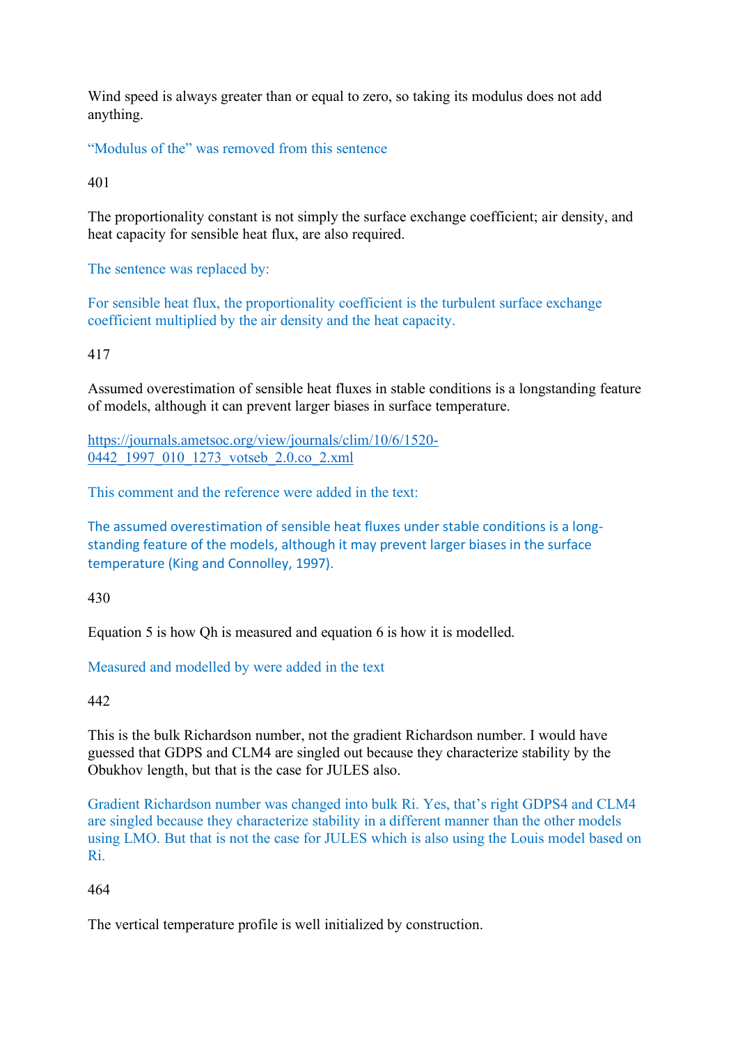Wind speed is always greater than or equal to zero, so taking its modulus does not add anything.

"Modulus of the" was removed from this sentence

401

The proportionality constant is not simply the surface exchange coefficient; air density, and heat capacity for sensible heat flux, are also required.

The sentence was replaced by:

For sensible heat flux, the proportionality coefficient is the turbulent surface exchange coefficient multiplied by the air density and the heat capacity.

417

Assumed overestimation of sensible heat fluxes in stable conditions is a longstanding feature of models, although it can prevent larger biases in surface temperature.

https://journals.ametsoc.org/view/journals/clim/10/6/1520-0442_1997_010_1273_votseb_2.0.co_2.xml

This comment and the reference were added in the text:

The assumed overestimation of sensible heat fluxes under stable conditions is a long-standing feature of the models, although it may prevent larger biases in the surface temperature (King and Connolley, 1997).

430

Equation 5 is how Qh is measured and equation 6 is how it is modelled.

Measured and modelled by were added in the text

442

This is the bulk Richardson number, not the gradient Richardson number. I would have guessed that GDPS and CLM4 are singled out because they characterize stability by the Obukhov length, but that is the case for JULES also.

Gradient Richardson number was changed into bulk Ri. Yes, that's right GDPS4 and CLM4 are singled because they characterize stability in a different manner than the other models using LMO. But that is not the case for JULES which is also using the Louis model based on Ri.

464

The vertical temperature profile is well initialized by construction.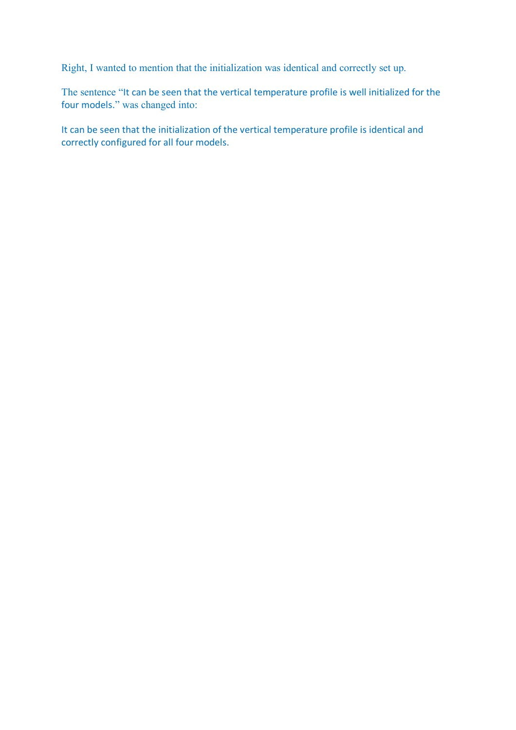Right, I wanted to mention that the initialization was identical and correctly set up.

The sentence "It can be seen that the vertical temperature profile is well initialized for the four models." was changed into:

It can be seen that the initialization of the vertical temperature profile is identical and correctly configured for all four models.